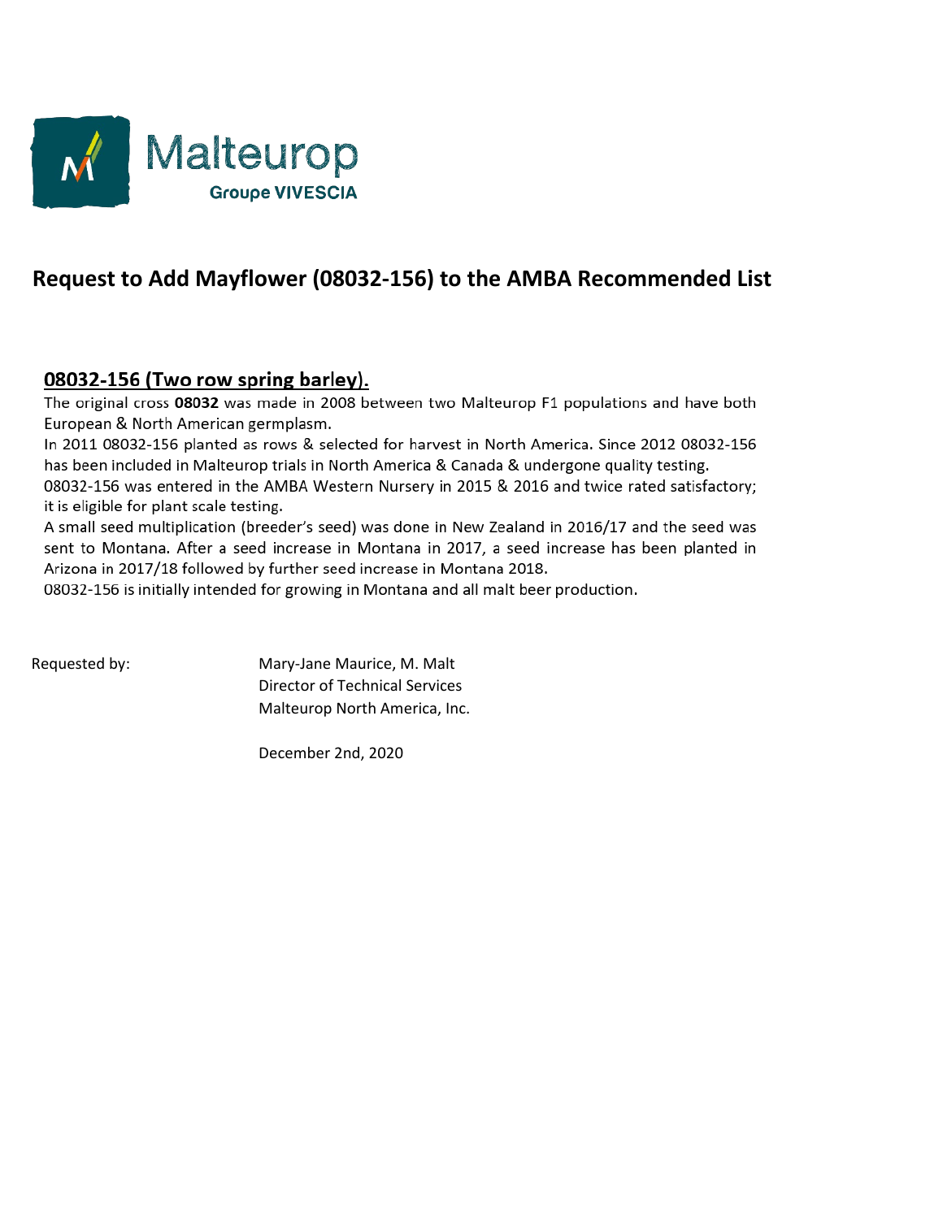Malteurop

Groupe VIVESCIA

# Request to Add Mayflower (08032-156) to the AMBA Recommended List

## 08032-156 (Two row spring barley).

The original cross **08032** was made in 2008 between two Malteurop F1 populations and have both European & North American germplasm.

In 2011 08032-156 planted as rows & selected for harvest in North America. Since 2012 08032-156 has been included in Malteurop trials in North America & Canada & undergone quality testing.

08032-156 was entered in the AMBA Western Nursery in 2015 & 2016 and twice rated satisfactory; it is eligible for plant scale testing.

A small seed multiplication (breeder's seed) was done in New Zealand in 2016/17 and the seed was sent to Montana. After a seed increase in Montana in 2017, a seed increase has been planted in Arizona in 2017/18 followed by further seed increase in Montana 2018.

08032-156 is initially intended for growing in Montana and all malt beer production.

Requested by:

Mary-Jane Maurice, M. Malt
Director of Technical Services
Malteurop North America, Inc.

December 2nd, 2020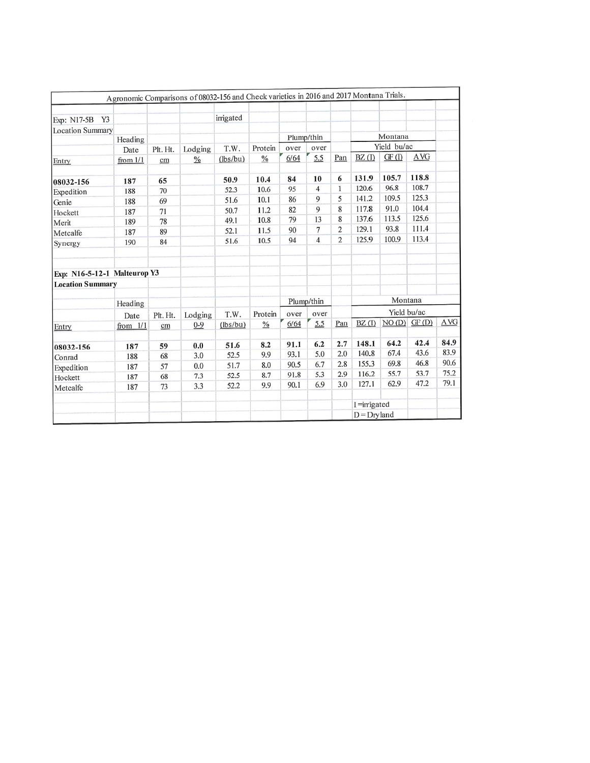Agronomic Comparisons of 08032-156 and Check varieties in 2016 and 2017 Montana Trials.

**Exp: N17-5B Y3 Location Summary** — irrigated

| Entry | Heading Date from 1/1 | Plt. Ht. cm | Lodging % | T.W. (lbs/bu) | Protein % | Plump/thin over 6/64 | Plump/thin over 5.5 | Pan | Montana Yield bu/ac BZ (I) | GF (I) | AVG |
|---|---|---|---|---|---|---|---|---|---|---|---|
| **08032-156** | **187** | **65** | | **50.9** | **10.4** | **84** | **10** | **6** | **131.9** | **105.7** | **118.8** |
| Expedition | 188 | 70 | | 52.3 | 10.6 | 95 | 4 | 1 | 120.6 | 96.8 | 108.7 |
| Genie | 188 | 69 | | 51.6 | 10.1 | 86 | 9 | 5 | 141.2 | 109.5 | 125.3 |
| Hockett | 187 | 71 | | 50.7 | 11.2 | 82 | 9 | 8 | 117.8 | 91.0 | 104.4 |
| Merit | 189 | 78 | | 49.1 | 10.8 | 79 | 13 | 8 | 137.6 | 113.5 | 125.6 |
| Metcalfe | 187 | 89 | | 52.1 | 11.5 | 90 | 7 | 2 | 129.1 | 93.8 | 111.4 |
| Synergy | 190 | 84 | | 51.6 | 10.5 | 94 | 4 | 2 | 125.9 | 100.9 | 113.4 |

**Exp: N16-5-12-1 Malteurop Y3**
**Location Summary**

| Entry | Heading Date from 1/1 | Plt. Ht. cm | Lodging 0-9 | T.W. (lbs/bu) | Protein % | Plump/thin over 6/64 | Plump/thin over 5.5 | Pan | Montana Yield bu/ac BZ (I) | NO (D) | GF (D) | AVG |
|---|---|---|---|---|---|---|---|---|---|---|---|---|
| **08032-156** | **187** | **59** | **0.0** | **51.6** | **8.2** | **91.1** | **6.2** | **2.7** | **148.1** | **64.2** | **42.4** | **84.9** |
| Conrad | 188 | 68 | 3.0 | 52.5 | 9.9 | 93.1 | 5.0 | 2.0 | 140.8 | 67.4 | 43.6 | 83.9 |
| Expedition | 187 | 57 | 0.0 | 51.7 | 8.0 | 90.5 | 6.7 | 2.8 | 155.3 | 69.8 | 46.8 | 90.6 |
| Hockett | 187 | 68 | 7.3 | 52.5 | 8.7 | 91.8 | 5.3 | 2.9 | 116.2 | 55.7 | 53.7 | 75.2 |
| Metcalfe | 187 | 73 | 3.3 | 52.2 | 9.9 | 90.1 | 6.9 | 3.0 | 127.1 | 62.9 | 47.2 | 79.1 |

I =irrigated
D = Dryland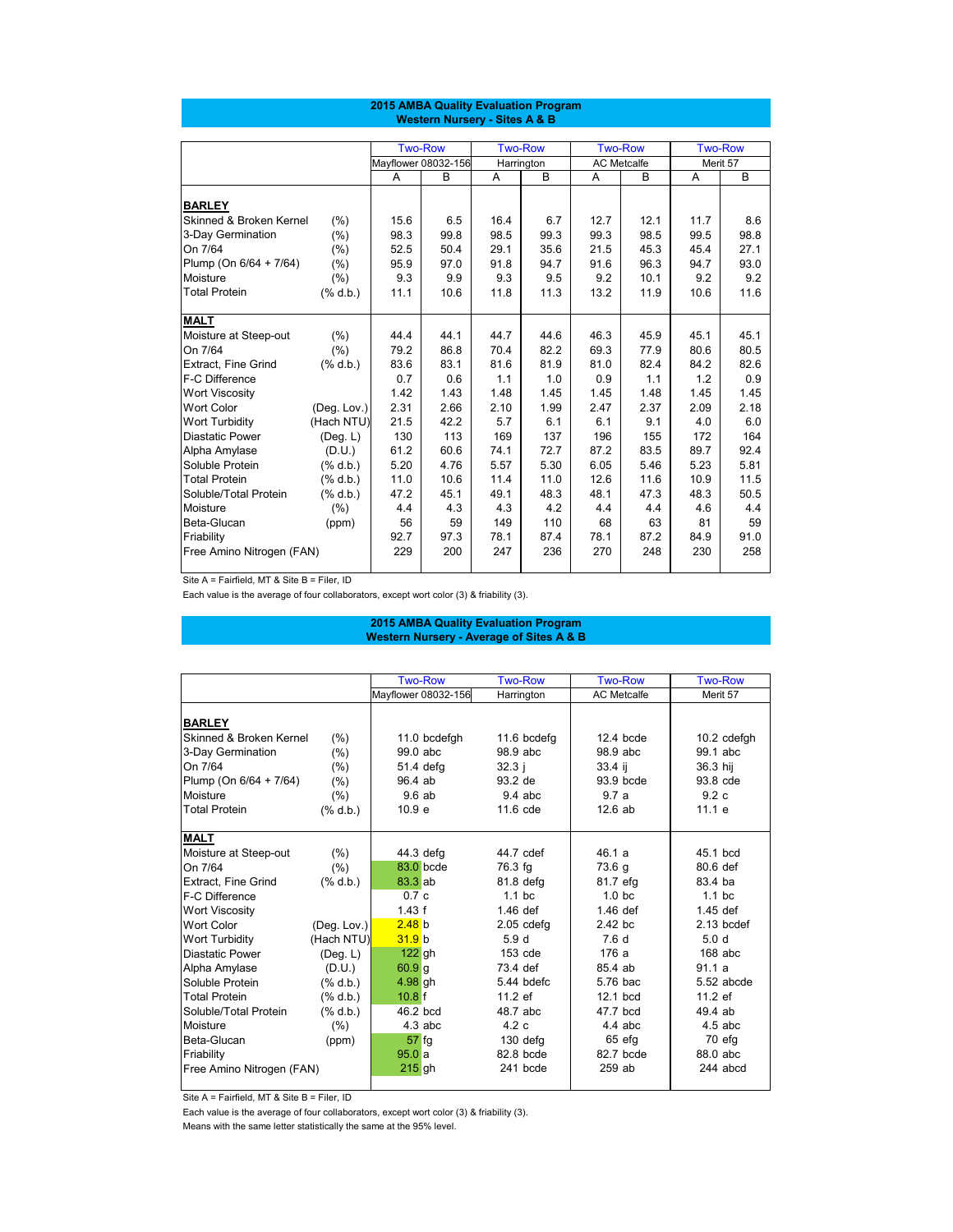## 2015 AMBA Quality Evaluation Program
### Western Nursery - Sites A & B

| | | Two-Row | | Two-Row | | Two-Row | | Two-Row | |
|---|---|---|---|---|---|---|---|---|---|
| | | Mayflower 08032-156 | | Harrington | | AC Metcalfe | | Merit 57 | |
| | | A | B | A | B | A | B | A | B |
| **BARLEY** | | | | | | | | | |
| Skinned & Broken Kernel | (%) | 15.6 | 6.5 | 16.4 | 6.7 | 12.7 | 12.1 | 11.7 | 8.6 |
| 3-Day Germination | (%) | 98.3 | 99.8 | 98.5 | 99.3 | 99.3 | 98.5 | 99.5 | 98.8 |
| On 7/64 | (%) | 52.5 | 50.4 | 29.1 | 35.6 | 21.5 | 45.3 | 45.4 | 27.1 |
| Plump (On 6/64 + 7/64) | (%) | 95.9 | 97.0 | 91.8 | 94.7 | 91.6 | 96.3 | 94.7 | 93.0 |
| Moisture | (%) | 9.3 | 9.9 | 9.3 | 9.5 | 9.2 | 10.1 | 9.2 | 9.2 |
| Total Protein | (% d.b.) | 11.1 | 10.6 | 11.8 | 11.3 | 13.2 | 11.9 | 10.6 | 11.6 |
| **MALT** | | | | | | | | | |
| Moisture at Steep-out | (%) | 44.4 | 44.1 | 44.7 | 44.6 | 46.3 | 45.9 | 45.1 | 45.1 |
| On 7/64 | (%) | 79.2 | 86.8 | 70.4 | 82.2 | 69.3 | 77.9 | 80.6 | 80.5 |
| Extract, Fine Grind | (% d.b.) | 83.6 | 83.1 | 81.6 | 81.9 | 81.0 | 82.4 | 84.2 | 82.6 |
| F-C Difference | | 0.7 | 0.6 | 1.1 | 1.0 | 0.9 | 1.1 | 1.2 | 0.9 |
| Wort Viscosity | | 1.42 | 1.43 | 1.48 | 1.45 | 1.45 | 1.48 | 1.45 | 1.45 |
| Wort Color | (Deg. Lov.) | 2.31 | 2.66 | 2.10 | 1.99 | 2.47 | 2.37 | 2.09 | 2.18 |
| Wort Turbidity | (Hach NTU) | 21.5 | 42.2 | 5.7 | 6.1 | 6.1 | 9.1 | 4.0 | 6.0 |
| Diastatic Power | (Deg. L) | 130 | 113 | 169 | 137 | 196 | 155 | 172 | 164 |
| Alpha Amylase | (D.U.) | 61.2 | 60.6 | 74.1 | 72.7 | 87.2 | 83.5 | 89.7 | 92.4 |
| Soluble Protein | (% d.b.) | 5.20 | 4.76 | 5.57 | 5.30 | 6.05 | 5.46 | 5.23 | 5.81 |
| Total Protein | (% d.b.) | 11.0 | 10.6 | 11.4 | 11.0 | 12.6 | 11.6 | 10.9 | 11.5 |
| Soluble/Total Protein | (% d.b.) | 47.2 | 45.1 | 49.1 | 48.3 | 48.1 | 47.3 | 48.3 | 50.5 |
| Moisture | (%) | 4.4 | 4.3 | 4.3 | 4.2 | 4.4 | 4.4 | 4.6 | 4.4 |
| Beta-Glucan | (ppm) | 56 | 59 | 149 | 110 | 68 | 63 | 81 | 59 |
| Friability | | 92.7 | 97.3 | 78.1 | 87.4 | 78.1 | 87.2 | 84.9 | 91.0 |
| Free Amino Nitrogen (FAN) | | 229 | 200 | 247 | 236 | 270 | 248 | 230 | 258 |

Site A = Fairfield, MT & Site B = Filer, ID

Each value is the average of four collaborators, except wort color (3) & friability (3).

## 2015 AMBA Quality Evaluation Program
### Western Nursery - Average of Sites A & B

| | | Two-Row | Two-Row | Two-Row | Two-Row |
|---|---|---|---|---|---|
| | | Mayflower 08032-156 | Harrington | AC Metcalfe | Merit 57 |
| **BARLEY** | | | | | |
| Skinned & Broken Kernel | (%) | 11.0 bcdefgh | 11.6 bcdefg | 12.4 bcde | 10.2 cdefgh |
| 3-Day Germination | (%) | 99.0 abc | 98.9 abc | 98.9 abc | 99.1 abc |
| On 7/64 | (%) | 51.4 defg | 32.3 j | 33.4 ij | 36.3 hij |
| Plump (On 6/64 + 7/64) | (%) | 96.4 ab | 93.2 de | 93.9 bcde | 93.8 cde |
| Moisture | (%) | 9.6 ab | 9.4 abc | 9.7 a | 9.2 c |
| Total Protein | (% d.b.) | 10.9 e | 11.6 cde | 12.6 ab | 11.1 e |
| **MALT** | | | | | |
| Moisture at Steep-out | (%) | 44.3 defg | 44.7 cdef | 46.1 a | 45.1 bcd |
| On 7/64 | (%) | 83.0 bcde | 76.3 fg | 73.6 g | 80.6 def |
| Extract, Fine Grind | (% d.b.) | 83.3 ab | 81.8 defg | 81.7 efg | 83.4 ba |
| F-C Difference | | 0.7 c | 1.1 bc | 1.0 bc | 1.1 bc |
| Wort Viscosity | | 1.43 f | 1.46 def | 1.46 def | 1.45 def |
| Wort Color | (Deg. Lov.) | 2.48 b | 2.05 cdefg | 2.42 bc | 2.13 bcdef |
| Wort Turbidity | (Hach NTU) | 31.9 b | 5.9 d | 7.6 d | 5.0 d |
| Diastatic Power | (Deg. L) | 122 gh | 153 cde | 176 a | 168 abc |
| Alpha Amylase | (D.U.) | 60.9 g | 73.4 def | 85.4 ab | 91.1 a |
| Soluble Protein | (% d.b.) | 4.98 gh | 5.44 bdefc | 5.76 bac | 5.52 abcde |
| Total Protein | (% d.b.) | 10.8 f | 11.2 ef | 12.1 bcd | 11.2 ef |
| Soluble/Total Protein | (% d.b.) | 46.2 bcd | 48.7 abc | 47.7 bcd | 49.4 ab |
| Moisture | (%) | 4.3 abc | 4.2 c | 4.4 abc | 4.5 abc |
| Beta-Glucan | (ppm) | 57 fg | 130 defg | 65 efg | 70 efg |
| Friability | | 95.0 a | 82.8 bcde | 82.7 bcde | 88.0 abc |
| Free Amino Nitrogen (FAN) | | 215 gh | 241 bcde | 259 ab | 244 abcd |

Site A = Fairfield, MT & Site B = Filer, ID

Each value is the average of four collaborators, except wort color (3) & friability (3).

Means with the same letter statistically the same at the 95% level.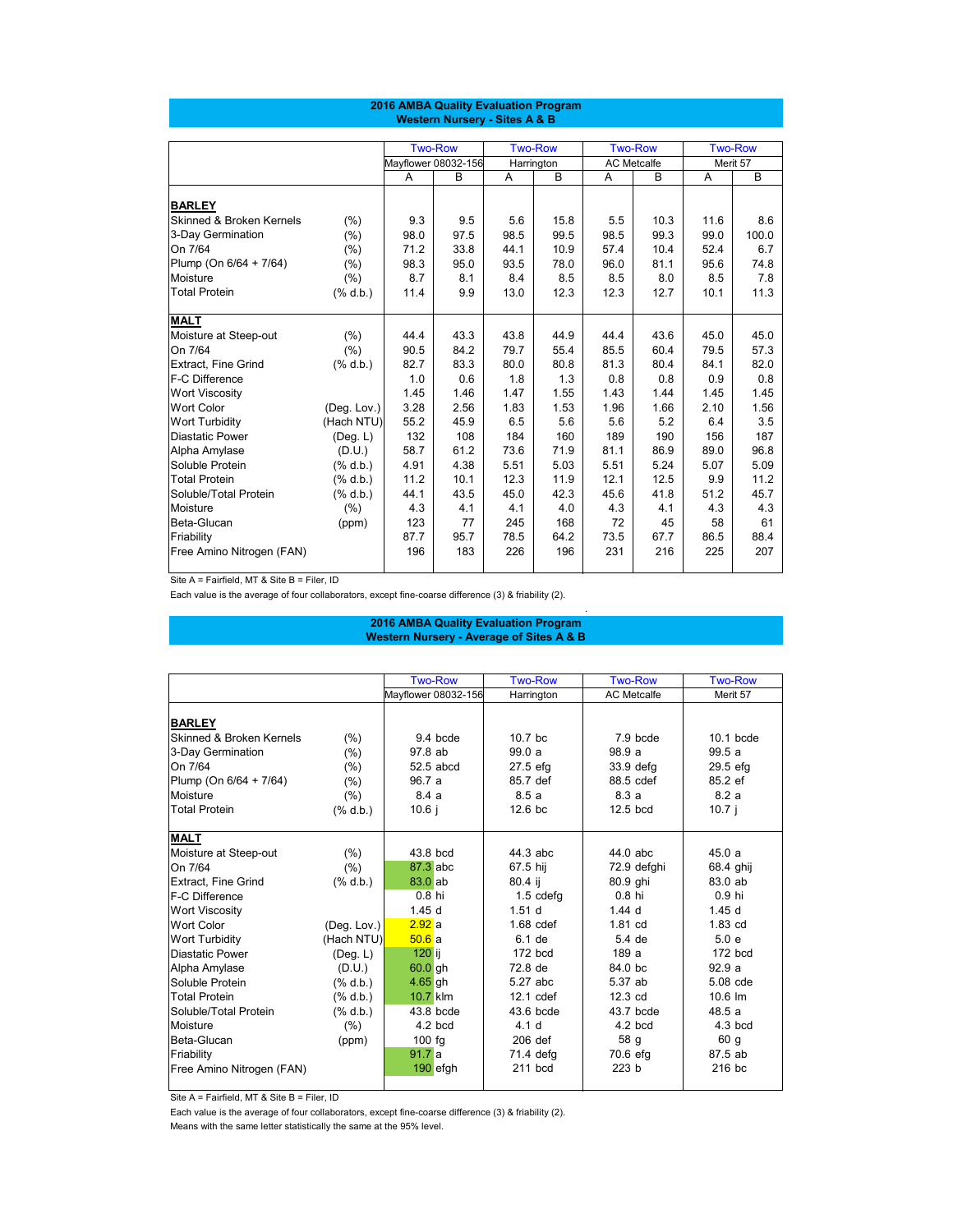## 2016 AMBA Quality Evaluation Program
### Western Nursery - Sites A & B

| | | Two-Row | | Two-Row | | Two-Row | | Two-Row | |
|---|---|---|---|---|---|---|---|---|---|
| | | Mayflower 08032-156 | | Harrington | | AC Metcalfe | | Merit 57 | |
| | | A | B | A | B | A | B | A | B |
| **BARLEY** | | | | | | | | | |
| Skinned & Broken Kernels | (%) | 9.3 | 9.5 | 5.6 | 15.8 | 5.5 | 10.3 | 11.6 | 8.6 |
| 3-Day Germination | (%) | 98.0 | 97.5 | 98.5 | 99.5 | 98.5 | 99.3 | 99.0 | 100.0 |
| On 7/64 | (%) | 71.2 | 33.8 | 44.1 | 10.9 | 57.4 | 10.4 | 52.4 | 6.7 |
| Plump (On 6/64 + 7/64) | (%) | 98.3 | 95.0 | 93.5 | 78.0 | 96.0 | 81.1 | 95.6 | 74.8 |
| Moisture | (%) | 8.7 | 8.1 | 8.4 | 8.5 | 8.5 | 8.0 | 8.5 | 7.8 |
| Total Protein | (% d.b.) | 11.4 | 9.9 | 13.0 | 12.3 | 12.3 | 12.7 | 10.1 | 11.3 |
| **MALT** | | | | | | | | | |
| Moisture at Steep-out | (%) | 44.4 | 43.3 | 43.8 | 44.9 | 44.4 | 43.6 | 45.0 | 45.0 |
| On 7/64 | (%) | 90.5 | 84.2 | 79.7 | 55.4 | 85.5 | 60.4 | 79.5 | 57.3 |
| Extract, Fine Grind | (% d.b.) | 82.7 | 83.3 | 80.0 | 80.8 | 81.3 | 80.4 | 84.1 | 82.0 |
| F-C Difference | | 1.0 | 0.6 | 1.8 | 1.3 | 0.8 | 0.8 | 0.9 | 0.8 |
| Wort Viscosity | | 1.45 | 1.46 | 1.47 | 1.55 | 1.43 | 1.44 | 1.45 | 1.45 |
| Wort Color | (Deg. Lov.) | 3.28 | 2.56 | 1.83 | 1.53 | 1.96 | 1.66 | 2.10 | 1.56 |
| Wort Turbidity | (Hach NTU) | 55.2 | 45.9 | 6.5 | 5.6 | 5.6 | 5.2 | 6.4 | 3.5 |
| Diastatic Power | (Deg. L) | 132 | 108 | 184 | 160 | 189 | 190 | 156 | 187 |
| Alpha Amylase | (D.U.) | 58.7 | 61.2 | 73.6 | 71.9 | 81.1 | 86.9 | 89.0 | 96.8 |
| Soluble Protein | (% d.b.) | 4.91 | 4.38 | 5.51 | 5.03 | 5.51 | 5.24 | 5.07 | 5.09 |
| Total Protein | (% d.b.) | 11.2 | 10.1 | 12.3 | 11.9 | 12.1 | 12.5 | 9.9 | 11.2 |
| Soluble/Total Protein | (% d.b.) | 44.1 | 43.5 | 45.0 | 42.3 | 45.6 | 41.8 | 51.2 | 45.7 |
| Moisture | (%) | 4.3 | 4.1 | 4.1 | 4.0 | 4.3 | 4.1 | 4.3 | 4.3 |
| Beta-Glucan | (ppm) | 123 | 77 | 245 | 168 | 72 | 45 | 58 | 61 |
| Friability | | 87.7 | 95.7 | 78.5 | 64.2 | 73.5 | 67.7 | 86.5 | 88.4 |
| Free Amino Nitrogen (FAN) | | 196 | 183 | 226 | 196 | 231 | 216 | 225 | 207 |

Site A = Fairfield, MT & Site B = Filer, ID

Each value is the average of four collaborators, except fine-coarse difference (3) & friability (2).

## 2016 AMBA Quality Evaluation Program
### Western Nursery - Average of Sites A & B

| | | Two-Row | Two-Row | Two-Row | Two-Row |
|---|---|---|---|---|---|
| | | Mayflower 08032-156 | Harrington | AC Metcalfe | Merit 57 |
| **BARLEY** | | | | | |
| Skinned & Broken Kernels | (%) | 9.4 bcde | 10.7 bc | 7.9 bcde | 10.1 bcde |
| 3-Day Germination | (%) | 97.8 ab | 99.0 a | 98.9 a | 99.5 a |
| On 7/64 | (%) | 52.5 abcd | 27.5 efg | 33.9 defg | 29.5 efg |
| Plump (On 6/64 + 7/64) | (%) | 96.7 a | 85.7 def | 88.5 cdef | 85.2 ef |
| Moisture | (%) | 8.4 a | 8.5 a | 8.3 a | 8.2 a |
| Total Protein | (% d.b.) | 10.6 j | 12.6 bc | 12.5 bcd | 10.7 j |
| **MALT** | | | | | |
| Moisture at Steep-out | (%) | 43.8 bcd | 44.3 abc | 44.0 abc | 45.0 a |
| On 7/64 | (%) | 87.3 abc | 67.5 hij | 72.9 defghi | 68.4 ghij |
| Extract, Fine Grind | (% d.b.) | 83.0 ab | 80.4 ij | 80.9 ghi | 83.0 ab |
| F-C Difference | | 0.8 hi | 1.5 cdefg | 0.8 hi | 0.9 hi |
| Wort Viscosity | | 1.45 d | 1.51 d | 1.44 d | 1.45 d |
| Wort Color | (Deg. Lov.) | 2.92 a | 1.68 cdef | 1.81 cd | 1.83 cd |
| Wort Turbidity | (Hach NTU) | 50.6 a | 6.1 de | 5.4 de | 5.0 e |
| Diastatic Power | (Deg. L) | 120 ij | 172 bcd | 189 a | 172 bcd |
| Alpha Amylase | (D.U.) | 60.0 gh | 72.8 de | 84.0 bc | 92.9 a |
| Soluble Protein | (% d.b.) | 4.65 gh | 5.27 abc | 5.37 ab | 5.08 cde |
| Total Protein | (% d.b.) | 10.7 klm | 12.1 cdef | 12.3 cd | 10.6 lm |
| Soluble/Total Protein | (% d.b.) | 43.8 bcde | 43.6 bcde | 43.7 bcde | 48.5 a |
| Moisture | (%) | 4.2 bcd | 4.1 d | 4.2 bcd | 4.3 bcd |
| Beta-Glucan | (ppm) | 100 fg | 206 def | 58 g | 60 g |
| Friability | | 91.7 a | 71.4 defg | 70.6 efg | 87.5 ab |
| Free Amino Nitrogen (FAN) | | 190 efgh | 211 bcd | 223 b | 216 bc |

Site A = Fairfield, MT & Site B = Filer, ID

Each value is the average of four collaborators, except fine-coarse difference (3) & friability (2).

Means with the same letter statistically the same at the 95% level.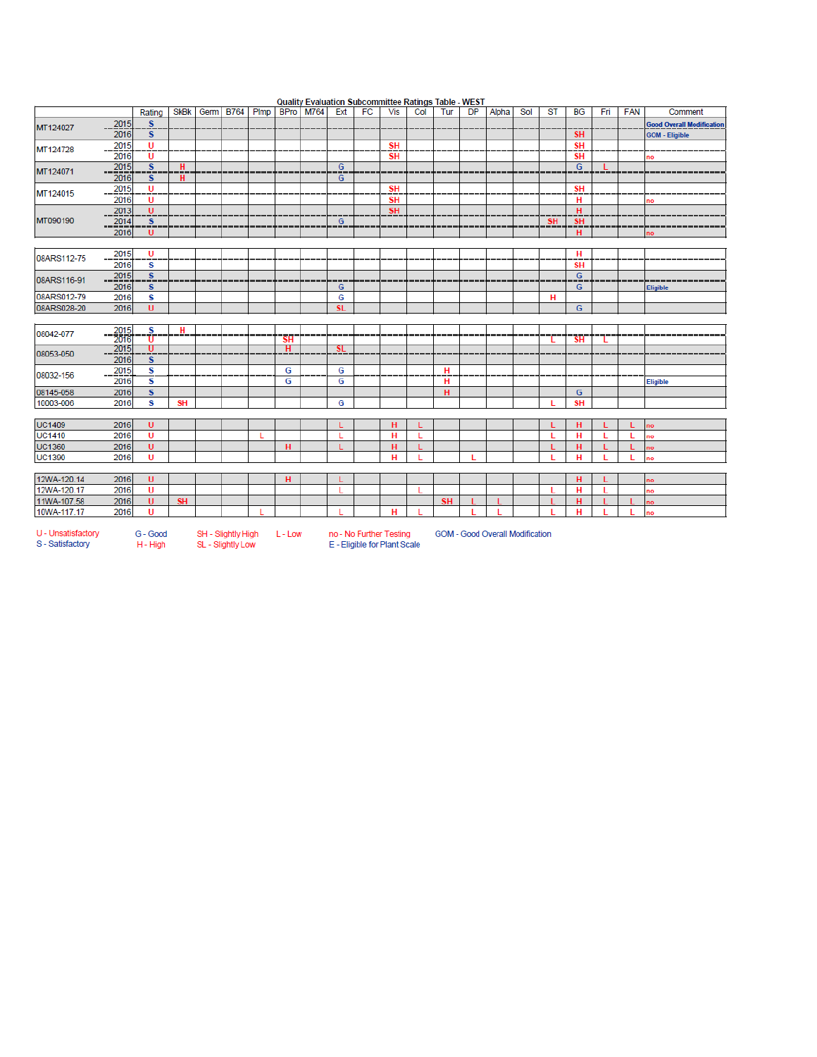# Quality Evaluation Subcommittee Ratings Table - WEST

| | | Rating | SkBk | Germ | B764 | Plmp | BPro | M764 | Ext | FC | Vis | Col | Tur | DP | Alpha | Sol | ST | BG | Fri | FAN | Comment |
|---|---|---|---|---|---|---|---|---|---|---|---|---|---|---|---|---|---|---|---|---|---|
| MT124027 | 2015 | S | | | | | | | | | | | | | | | | | | | Good Overall Modification |
| | 2016 | S | | | | | | | | | | | | | | | | SH | | | GOM - Eligible |
| MT124728 | 2015 | U | | | | | | | | | SH | | | | | | | SH | | | |
| | 2016 | U | | | | | | | | | SH | | | | | | | SH | | | no |
| MT124071 | 2015 | S | H | | | | | | G | | | | | | | | | G | L | | |
| | 2016 | S | H | | | | | | G | | | | | | | | | | | | |
| MT124015 | 2015 | U | | | | | | | | | SH | | | | | | | SH | | | |
| | 2016 | U | | | | | | | | | SH | | | | | | | H | | | no |
| MT090190 | 2013 | U | | | | | | | | | SH | | | | | | | H | | | |
| | 2014 | S | | | | | | | G | | | | | | | | SH | SH | | | |
| | 2016 | U | | | | | | | | | | | | | | | | H | | | no |
| 08ARS112-75 | 2015 | U | | | | | | | | | | | | | | | | H | | | |
| | 2016 | S | | | | | | | | | | | | | | | | SH | | | |
| 08ARS116-91 | 2015 | S | | | | | | | | | | | | | | | | G | | | |
| | 2016 | S | | | | | | | G | | | | | | | | | G | | | Eligible |
| 08ARS012-79 | 2016 | S | | | | | | | G | | | | | | | | H | | | | |
| 08ARS028-20 | 2016 | U | | | | | | | SL | | | | | | | | | G | | | |
| 08042-077 | 2015 | S | H | | | | | | | | | | | | | | | | | | |
| | 2016 | U | | | | | SH | | | | | | | | | | L | SH | L | | |
| 08053-050 | 2015 | U | | | | | H | | SL | | | | | | | | | | | | |
| | 2016 | S | | | | | | | | | | | | | | | | | | | |
| 08032-156 | 2015 | S | | | | | G | | G | | | | H | | | | | | | | |
| | 2016 | S | | | | | G | | G | | | | H | | | | | | | | Eligible |
| 08145-058 | 2016 | S | | | | | | | | | | | H | | | | | G | | | |
| 10003-006 | 2016 | S | SH | | | | | | G | | | | | | | | L | SH | | | |
| UC1409 | 2016 | U | | | | | | | L | | H | L | | | | | L | H | L | L | no |
| UC1410 | 2016 | U | | | | L | | | L | | H | L | | | | | L | H | L | L | no |
| UC1360 | 2016 | U | | | | | H | | L | | H | L | | | | | L | H | L | L | no |
| UC1390 | 2016 | U | | | | | | | | | H | L | | L | | | L | H | L | L | no |
| 12WA-120.14 | 2016 | U | | | | | H | | L | | | | | | | | | H | L | | no |
| 12WA-120.17 | 2016 | U | | | | | | | L | | | L | | | | | L | H | L | | no |
| 11WA-107.58 | 2016 | U | SH | | | | | | | | | | SH | L | L | | L | H | L | L | no |
| 10WA-117.17 | 2016 | U | | | | L | | | L | | H | L | | L | L | | L | H | L | L | no |

U - Unsatisfactory  
S - Satisfactory  
G - Good  
H - High  
SH - Slightly High  
SL - Slightly Low  
L - Low  
no - No Further Testing  
E - Eligible for Plant Scale  
GOM - Good Overall Modification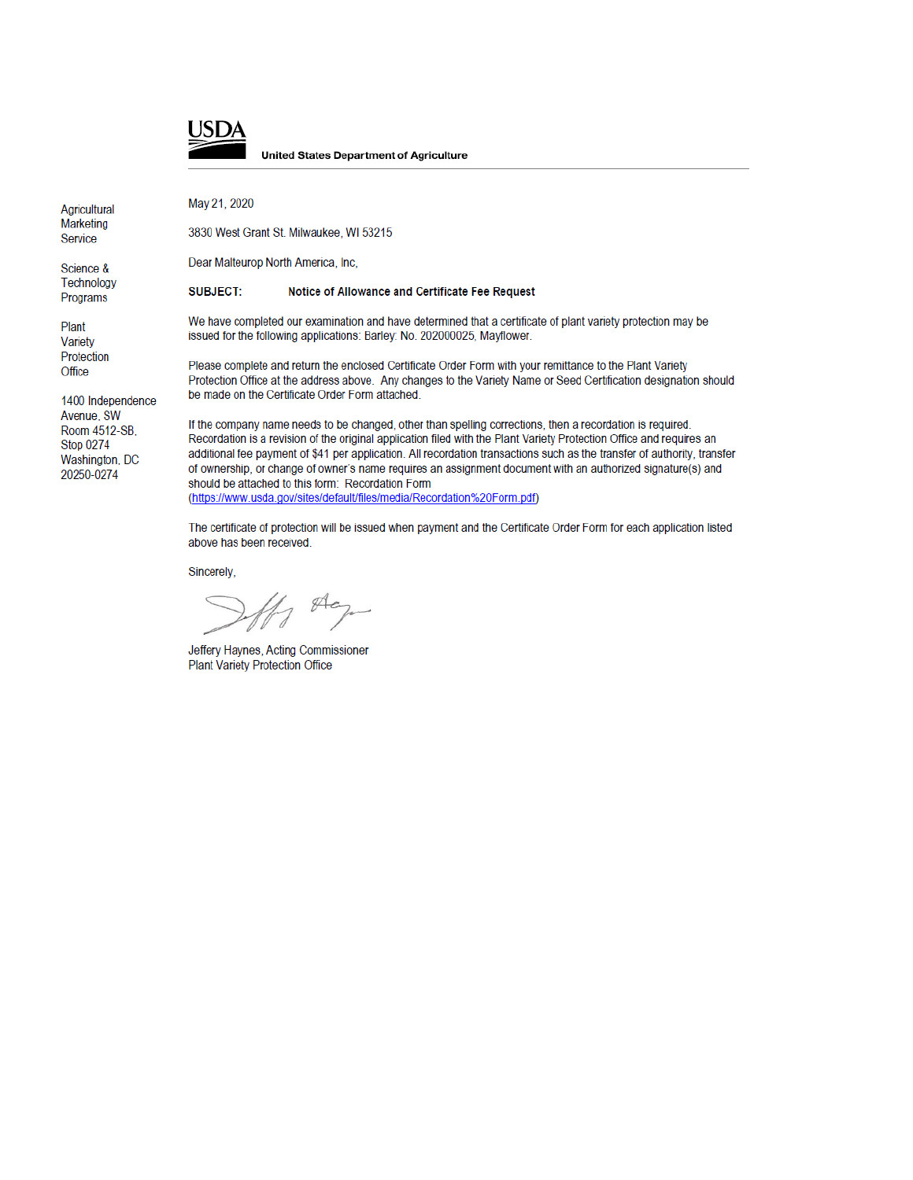**USDA**

United States Department of Agriculture

Agricultural Marketing Service

Science & Technology Programs

Plant Variety Protection Office

1400 Independence Avenue, SW
Room 4512-SB,
Stop 0274
Washington, DC
20250-0274

May 21, 2020

3830 West Grant St. Milwaukee, WI 53215

Dear Malteurop North America, Inc,

**SUBJECT: Notice of Allowance and Certificate Fee Request**

We have completed our examination and have determined that a certificate of plant variety protection may be issued for the following applications: Barley: No. 202000025, Mayflower.

Please complete and return the enclosed Certificate Order Form with your remittance to the Plant Variety Protection Office at the address above. Any changes to the Variety Name or Seed Certification designation should be made on the Certificate Order Form attached.

If the company name needs to be changed, other than spelling corrections, then a recordation is required. Recordation is a revision of the original application filed with the Plant Variety Protection Office and requires an additional fee payment of $41 per application. All recordation transactions such as the transfer of authority, transfer of ownership, or change of owner's name requires an assignment document with an authorized signature(s) and should be attached to this form: Recordation Form (https://www.usda.gov/sites/default/files/media/Recordation%20Form.pdf)

The certificate of protection will be issued when payment and the Certificate Order Form for each application listed above has been received.

Sincerely,

Jeffery Haynes, Acting Commissioner
Plant Variety Protection Office